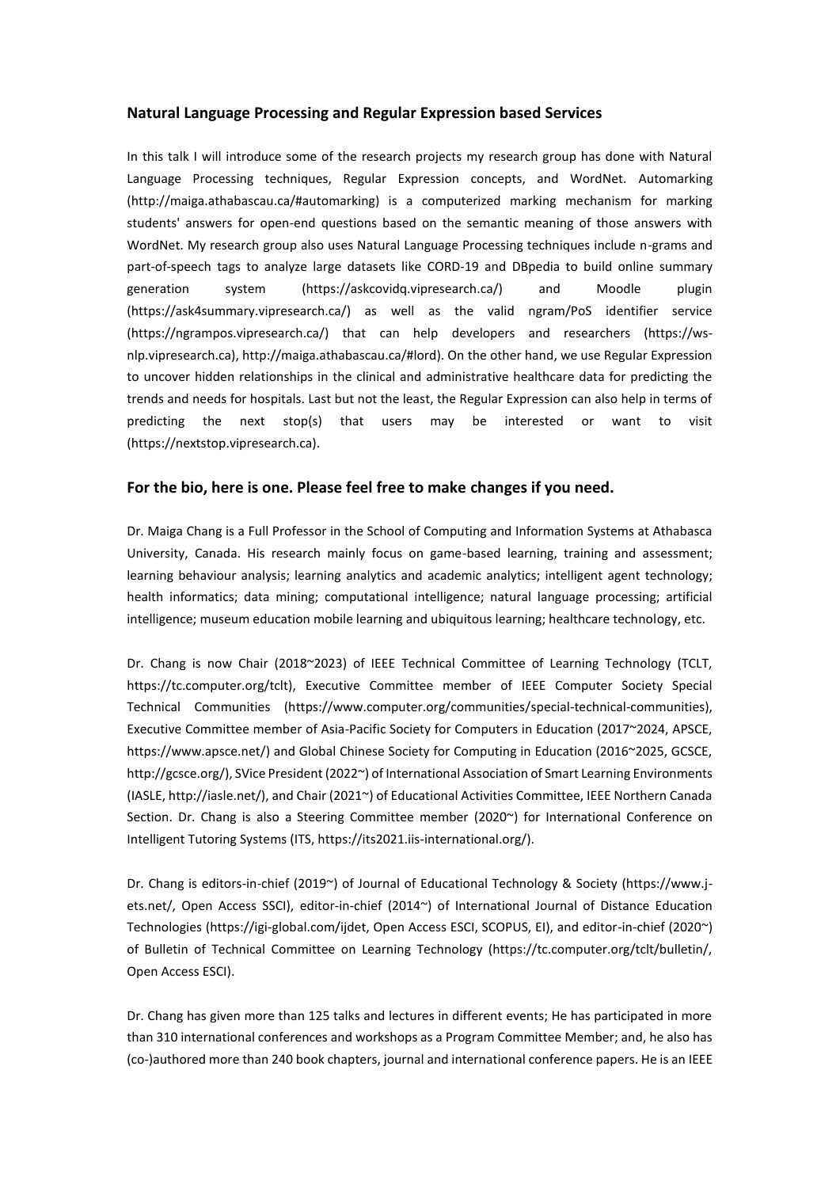### Natural Language Processing and Regular Expression based Services

In this talk I will introduce some of the research projects my research group has done with Natural Language Processing techniques, Regular Expression concepts, and WordNet. Automarking (http://maiga.athabascau.ca/#automarking) is a computerized marking mechanism for marking students' answers for open-end questions based on the semantic meaning of those answers with WordNet. My research group also uses Natural Language Processing techniques include n-grams and part-of-speech tags to analyze large datasets like CORD-19 and DBpedia to build online summary generation system (https://askcovidq.vipresearch.ca/) and Moodle plugin (https://ask4summary.vipresearch.ca/) as well as the valid ngram/PoS identifier service (https://ngrampos.vipresearch.ca/) that can help developers and researchers (https://ws-nlp.vipresearch.ca), http://maiga.athabascau.ca/#lord). On the other hand, we use Regular Expression to uncover hidden relationships in the clinical and administrative healthcare data for predicting the trends and needs for hospitals. Last but not the least, the Regular Expression can also help in terms of predicting the next stop(s) that users may be interested or want to visit (https://nextstop.vipresearch.ca).

### For the bio, here is one. Please feel free to make changes if you need.

Dr. Maiga Chang is a Full Professor in the School of Computing and Information Systems at Athabasca University, Canada. His research mainly focus on game-based learning, training and assessment; learning behaviour analysis; learning analytics and academic analytics; intelligent agent technology; health informatics; data mining; computational intelligence; natural language processing; artificial intelligence; museum education mobile learning and ubiquitous learning; healthcare technology, etc.

Dr. Chang is now Chair (2018~2023) of IEEE Technical Committee of Learning Technology (TCLT, https://tc.computer.org/tclt), Executive Committee member of IEEE Computer Society Special Technical Communities (https://www.computer.org/communities/special-technical-communities), Executive Committee member of Asia-Pacific Society for Computers in Education (2017~2024, APSCE, https://www.apsce.net/) and Global Chinese Society for Computing in Education (2016~2025, GCSCE, http://gcsce.org/), SVice President (2022~) of International Association of Smart Learning Environments (IASLE, http://iasle.net/), and Chair (2021~) of Educational Activities Committee, IEEE Northern Canada Section. Dr. Chang is also a Steering Committee member (2020~) for International Conference on Intelligent Tutoring Systems (ITS, https://its2021.iis-international.org/).

Dr. Chang is editors-in-chief (2019~) of Journal of Educational Technology & Society (https://www.j-ets.net/, Open Access SSCI), editor-in-chief (2014~) of International Journal of Distance Education Technologies (https://igi-global.com/ijdet, Open Access ESCI, SCOPUS, EI), and editor-in-chief (2020~) of Bulletin of Technical Committee on Learning Technology (https://tc.computer.org/tclt/bulletin/, Open Access ESCI).

Dr. Chang has given more than 125 talks and lectures in different events; He has participated in more than 310 international conferences and workshops as a Program Committee Member; and, he also has (co-)authored more than 240 book chapters, journal and international conference papers. He is an IEEE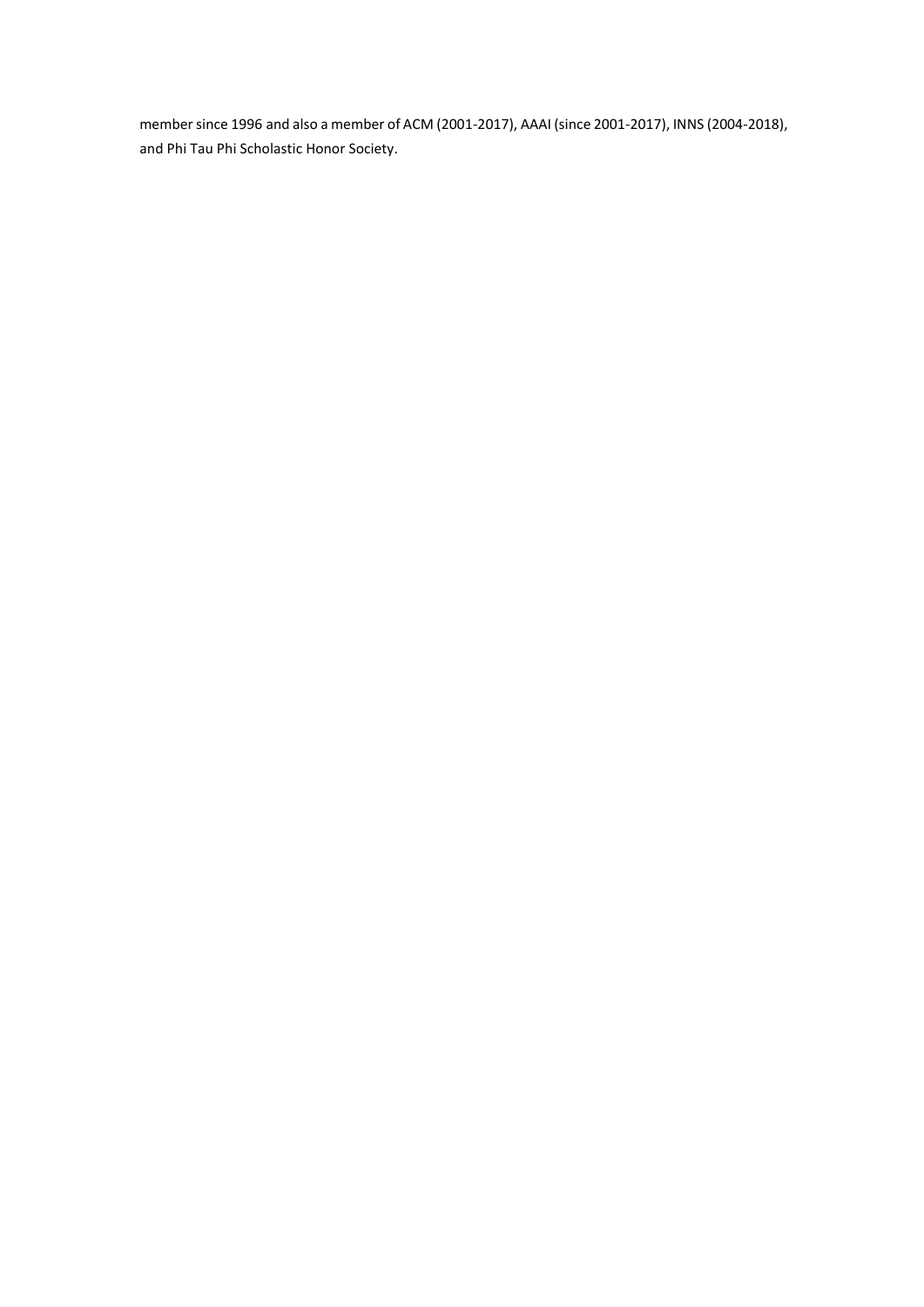member since 1996 and also a member of ACM (2001-2017), AAAI (since 2001-2017), INNS (2004-2018), and Phi Tau Phi Scholastic Honor Society.